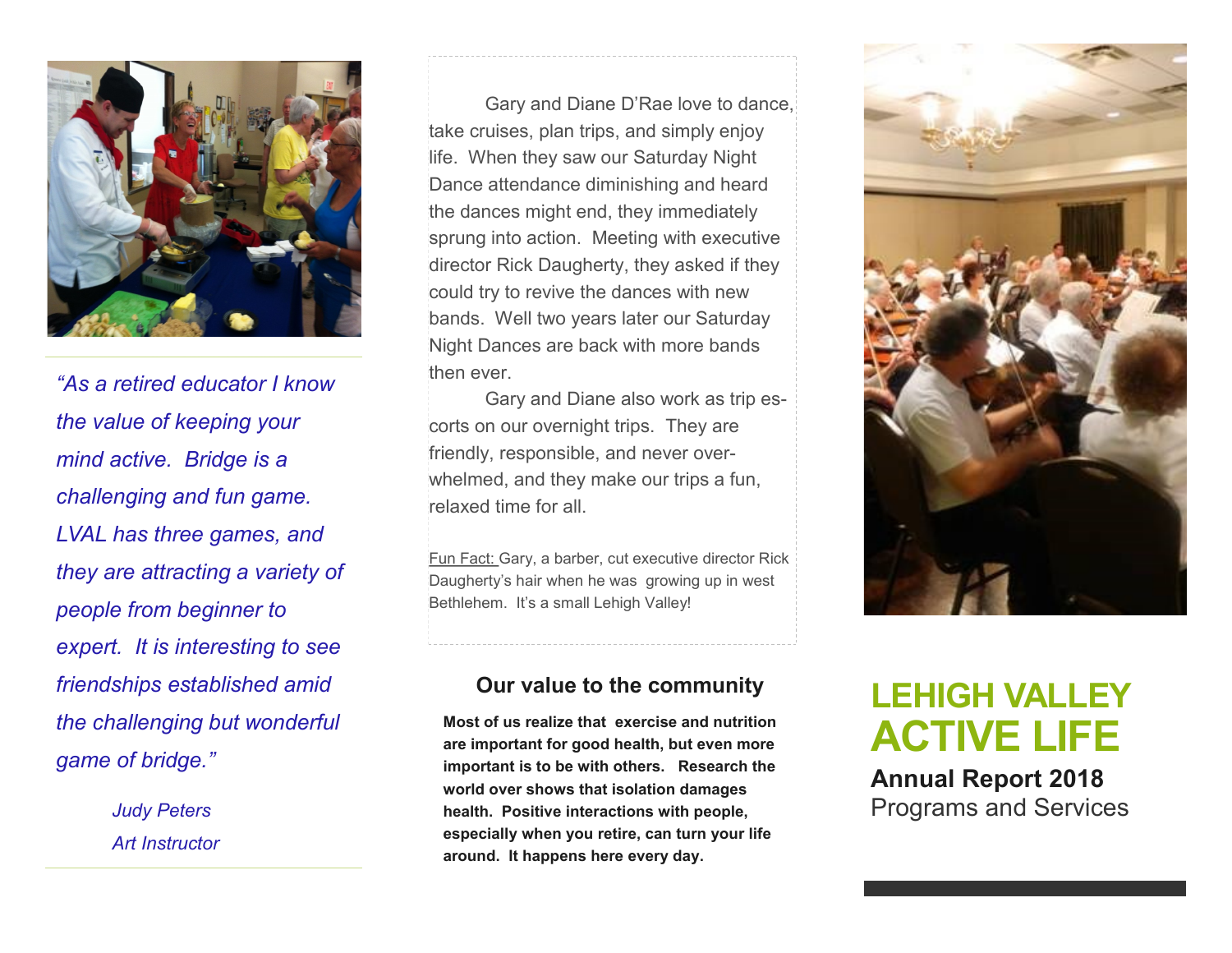*"As a retired educator I know the value of keeping your mind active. Bridge is a challenging and fun game. LVAL has three games, and they are attracting a variety of people from beginner to expert. It is interesting to see friendships established amid the challenging but wonderful game of bridge."*

*Judy Peters*
*Art Instructor*

Gary and Diane D'Rae love to dance, take cruises, plan trips, and simply enjoy life. When they saw our Saturday Night Dance attendance diminishing and heard the dances might end, they immediately sprung into action. Meeting with executive director Rick Daugherty, they asked if they could try to revive the dances with new bands. Well two years later our Saturday Night Dances are back with more bands then ever.

Gary and Diane also work as trip escorts on our overnight trips. They are friendly, responsible, and never overwhelmed, and they make our trips a fun, relaxed time for all.

Fun Fact: Gary, a barber, cut executive director Rick Daugherty's hair when he was growing up in west Bethlehem. It's a small Lehigh Valley!

## Our value to the community

**Most of us realize that exercise and nutrition are important for good health, but even more important is to be with others. Research the world over shows that isolation damages health. Positive interactions with people, especially when you retire, can turn your life around. It happens here every day.**

# LEHIGH VALLEY ACTIVE LIFE

**Annual Report 2018**

Programs and Services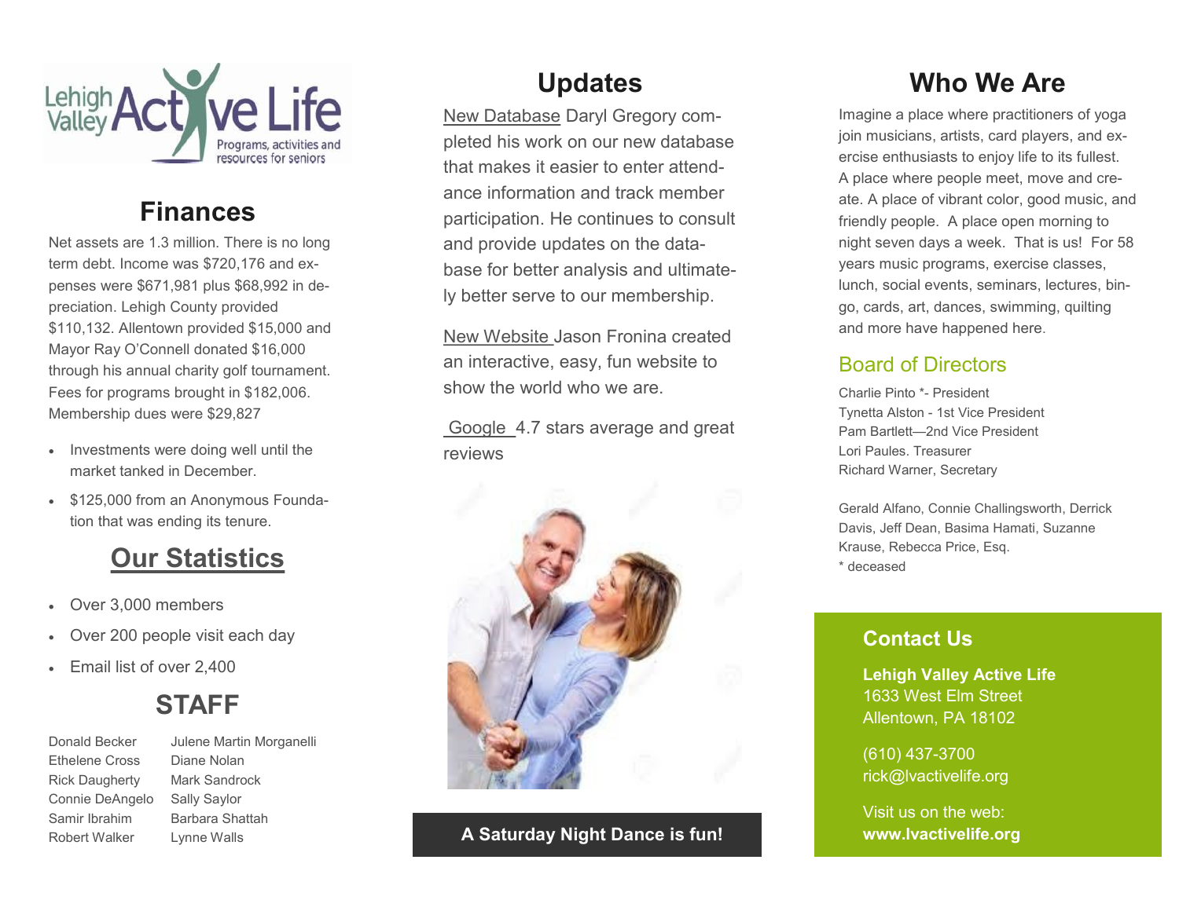Lehigh Valley Active Life

Programs, activities and resources for seniors

## Finances

Net assets are 1.3 million. There is no long term debt. Income was $720,176 and expenses were $671,981 plus $68,992 in depreciation. Lehigh County provided $110,132. Allentown provided $15,000 and Mayor Ray O'Connell donated $16,000 through his annual charity golf tournament. Fees for programs brought in $182,006. Membership dues were $29,827

- Investments were doing well until the market tanked in December.
- $125,000 from an Anonymous Foundation that was ending its tenure.

## Our Statistics

- Over 3,000 members
- Over 200 people visit each day
- Email list of over 2,400

## STAFF

| | |
|---|---|
| Donald Becker | Julene Martin Morganelli |
| Ethelene Cross | Diane Nolan |
| Rick Daugherty | Mark Sandrock |
| Connie DeAngelo | Sally Saylor |
| Samir Ibrahim | Barbara Shattah |
| Robert Walker | Lynne Walls |

## Updates

New Database Daryl Gregory completed his work on our new database that makes it easier to enter attendance information and track member participation. He continues to consult and provide updates on the database for better analysis and ultimately better serve to our membership.

New Website Jason Fronina created an interactive, easy, fun website to show the world who we are.

Google 4.7 stars average and great reviews

**A Saturday Night Dance is fun!**

## Who We Are

Imagine a place where practitioners of yoga join musicians, artists, card players, and exercise enthusiasts to enjoy life to its fullest. A place where people meet, move and create. A place of vibrant color, good music, and friendly people. A place open morning to night seven days a week. That is us! For 58 years music programs, exercise classes, lunch, social events, seminars, lectures, bingo, cards, art, dances, swimming, quilting and more have happened here.

### Board of Directors

Charlie Pinto *- President
Tynetta Alston - 1st Vice President
Pam Bartlett—2nd Vice President
Lori Paules. Treasurer
Richard Warner, Secretary

Gerald Alfano, Connie Challingsworth, Derrick Davis, Jeff Dean, Basima Hamati, Suzanne Krause, Rebecca Price, Esq.
* deceased

### Contact Us

**Lehigh Valley Active Life**
1633 West Elm Street
Allentown, PA 18102

(610) 437-3700
rick@lvactivelife.org

Visit us on the web:
**www.lvactivelife.org**